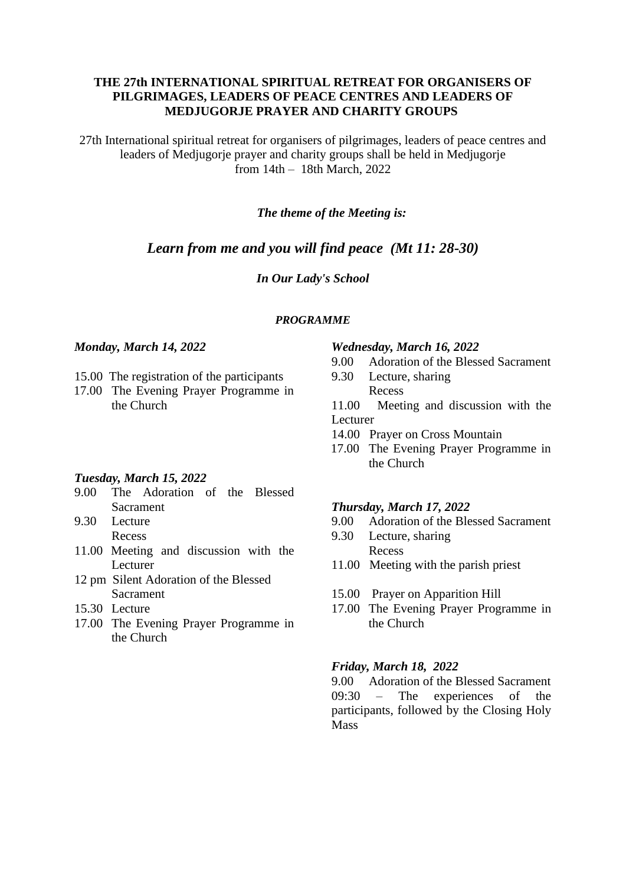**THE 27th INTERNATIONAL SPIRITUAL RETREAT FOR ORGANISERS OF PILGRIMAGES, LEADERS OF PEACE CENTRES AND LEADERS OF MEDJUGORJE PRAYER AND CHARITY GROUPS**

27th International spiritual retreat for organisers of pilgrimages, leaders of peace centres and leaders of Medjugorje prayer and charity groups shall be held in Medjugorje from 14th – 18th March, 2022

***The theme of the Meeting is:***

## ***Learn from me and you will find peace (Mt 11: 28-30)***

***In Our Lady's School***

***PROGRAMME***

***Monday, March 14, 2022***

15.00 The registration of the participants
17.00 The Evening Prayer Programme in the Church

***Tuesday, March 15, 2022***

9.00 The Adoration of the Blessed Sacrament
9.30 Lecture
Recess
11.00 Meeting and discussion with the Lecturer
12 pm Silent Adoration of the Blessed Sacrament
15.30 Lecture
17.00 The Evening Prayer Programme in the Church

***Wednesday, March 16, 2022***

9.00 Adoration of the Blessed Sacrament
9.30 Lecture, sharing
Recess
11.00 Meeting and discussion with the Lecturer
14.00 Prayer on Cross Mountain
17.00 The Evening Prayer Programme in the Church

***Thursday, March 17, 2022***

9.00 Adoration of the Blessed Sacrament
9.30 Lecture, sharing
Recess
11.00 Meeting with the parish priest

15.00 Prayer on Apparition Hill
17.00 The Evening Prayer Programme in the Church

***Friday, March 18, 2022***

9.00 Adoration of the Blessed Sacrament
09:30 – The experiences of the participants, followed by the Closing Holy Mass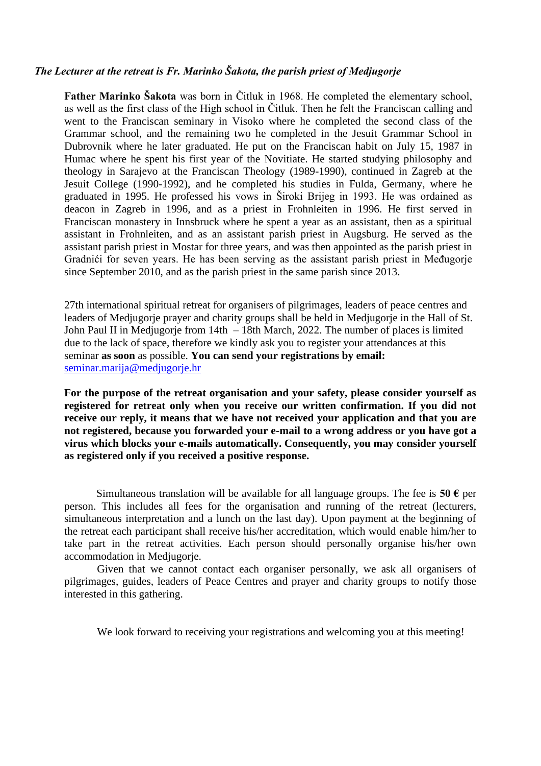***The Lecturer at the retreat is Fr. Marinko Šakota, the parish priest of Medjugorje***

**Father Marinko Šakota** was born in Čitluk in 1968. He completed the elementary school, as well as the first class of the High school in Čitluk. Then he felt the Franciscan calling and went to the Franciscan seminary in Visoko where he completed the second class of the Grammar school, and the remaining two he completed in the Jesuit Grammar School in Dubrovnik where he later graduated. He put on the Franciscan habit on July 15, 1987 in Humac where he spent his first year of the Novitiate. He started studying philosophy and theology in Sarajevo at the Franciscan Theology (1989-1990), continued in Zagreb at the Jesuit College (1990-1992), and he completed his studies in Fulda, Germany, where he graduated in 1995. He professed his vows in Široki Brijeg in 1993. He was ordained as deacon in Zagreb in 1996, and as a priest in Frohnleiten in 1996. He first served in Franciscan monastery in Innsbruck where he spent a year as an assistant, then as a spiritual assistant in Frohnleiten, and as an assistant parish priest in Augsburg. He served as the assistant parish priest in Mostar for three years, and was then appointed as the parish priest in Gradnići for seven years. He has been serving as the assistant parish priest in Međugorje since September 2010, and as the parish priest in the same parish since 2013.

27th international spiritual retreat for organisers of pilgrimages, leaders of peace centres and leaders of Medjugorje prayer and charity groups shall be held in Medjugorje in the Hall of St. John Paul II in Medjugorje from 14th – 18th March, 2022. The number of places is limited due to the lack of space, therefore we kindly ask you to register your attendances at this seminar **as soon** as possible. **You can send your registrations by email:** seminar.marija@medjugorje.hr

**For the purpose of the retreat organisation and your safety, please consider yourself as registered for retreat only when you receive our written confirmation. If you did not receive our reply, it means that we have not received your application and that you are not registered, because you forwarded your e-mail to a wrong address or you have got a virus which blocks your e-mails automatically. Consequently, you may consider yourself as registered only if you received a positive response.**

Simultaneous translation will be available for all language groups. The fee is **50 €** per person. This includes all fees for the organisation and running of the retreat (lecturers, simultaneous interpretation and a lunch on the last day). Upon payment at the beginning of the retreat each participant shall receive his/her accreditation, which would enable him/her to take part in the retreat activities. Each person should personally organise his/her own accommodation in Medjugorje.

Given that we cannot contact each organiser personally, we ask all organisers of pilgrimages, guides, leaders of Peace Centres and prayer and charity groups to notify those interested in this gathering.

We look forward to receiving your registrations and welcoming you at this meeting!